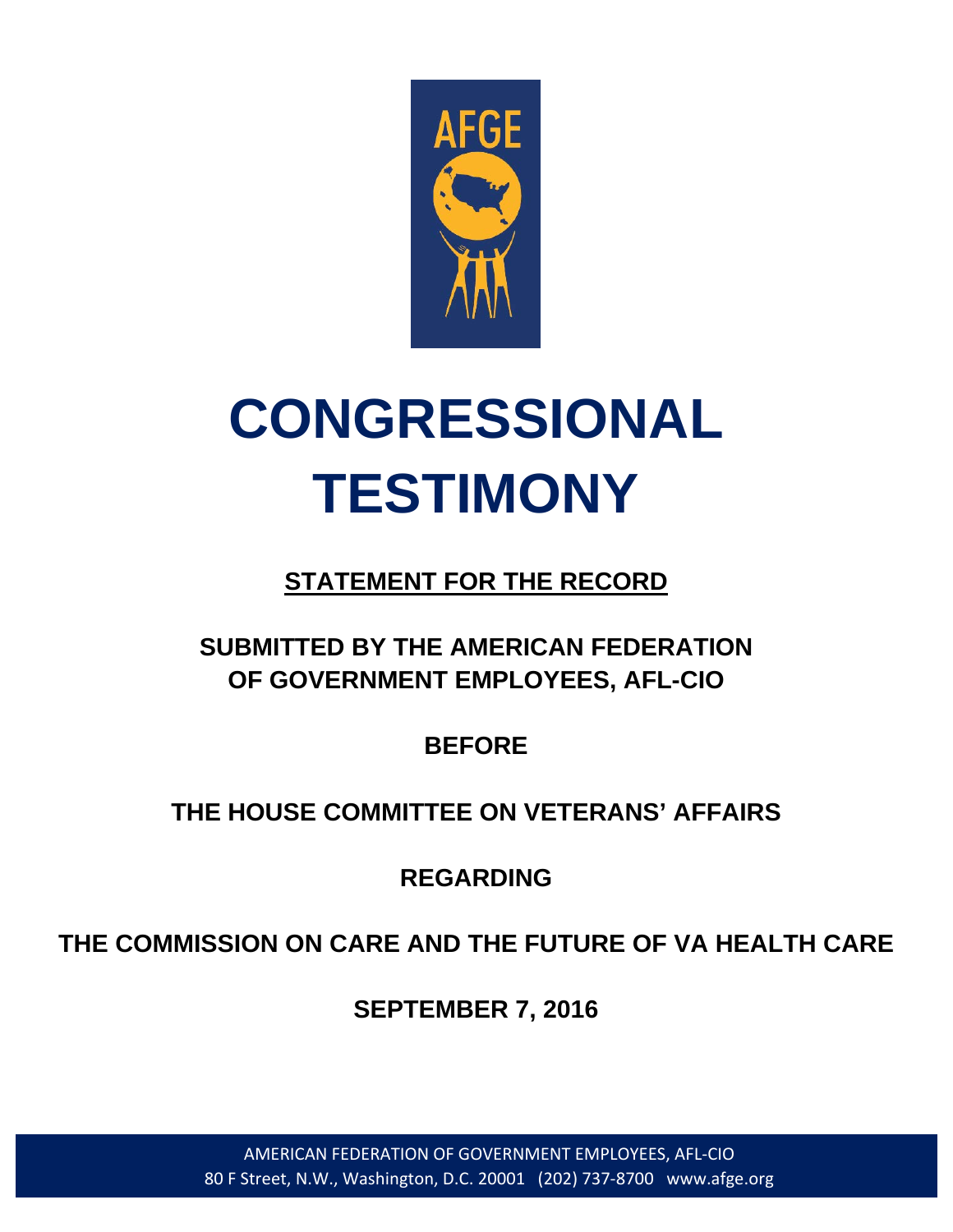# CONGRESSIONAL TESTIMONY

**STATEMENT FOR THE RECORD**

**SUBMITTED BY THE AMERICAN FEDERATION OF GOVERNMENT EMPLOYEES, AFL-CIO**

**BEFORE**

**THE HOUSE COMMITTEE ON VETERANS' AFFAIRS**

**REGARDING**

**THE COMMISSION ON CARE AND THE FUTURE OF VA HEALTH CARE**

**SEPTEMBER 7, 2016**

AMERICAN FEDERATION OF GOVERNMENT EMPLOYEES, AFL-CIO
80 F Street, N.W., Washington, D.C. 20001 (202) 737-8700 www.afge.org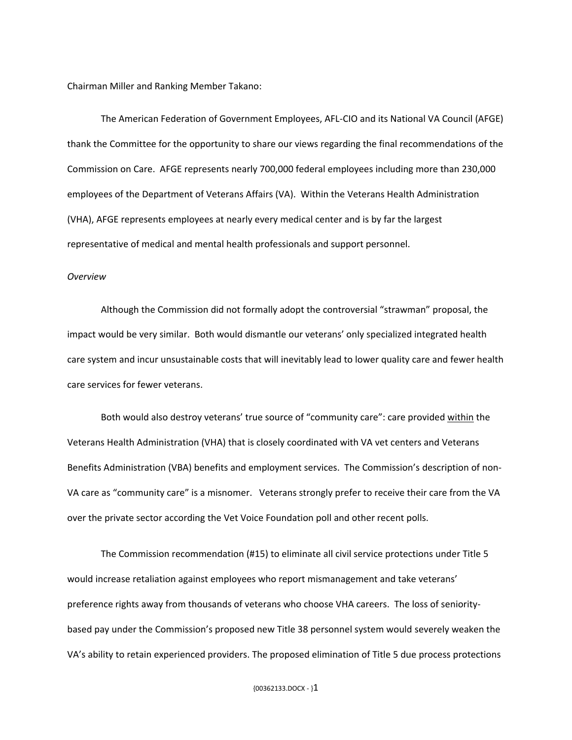Chairman Miller and Ranking Member Takano:

The American Federation of Government Employees, AFL-CIO and its National VA Council (AFGE) thank the Committee for the opportunity to share our views regarding the final recommendations of the Commission on Care. AFGE represents nearly 700,000 federal employees including more than 230,000 employees of the Department of Veterans Affairs (VA). Within the Veterans Health Administration (VHA), AFGE represents employees at nearly every medical center and is by far the largest representative of medical and mental health professionals and support personnel.

*Overview*

Although the Commission did not formally adopt the controversial "strawman" proposal, the impact would be very similar. Both would dismantle our veterans' only specialized integrated health care system and incur unsustainable costs that will inevitably lead to lower quality care and fewer health care services for fewer veterans.

Both would also destroy veterans' true source of "community care": care provided <u>within</u> the Veterans Health Administration (VHA) that is closely coordinated with VA vet centers and Veterans Benefits Administration (VBA) benefits and employment services. The Commission's description of non-VA care as "community care" is a misnomer. Veterans strongly prefer to receive their care from the VA over the private sector according the Vet Voice Foundation poll and other recent polls.

The Commission recommendation (#15) to eliminate all civil service protections under Title 5 would increase retaliation against employees who report mismanagement and take veterans' preference rights away from thousands of veterans who choose VHA careers. The loss of seniority-based pay under the Commission's proposed new Title 38 personnel system would severely weaken the VA's ability to retain experienced providers. The proposed elimination of Title 5 due process protections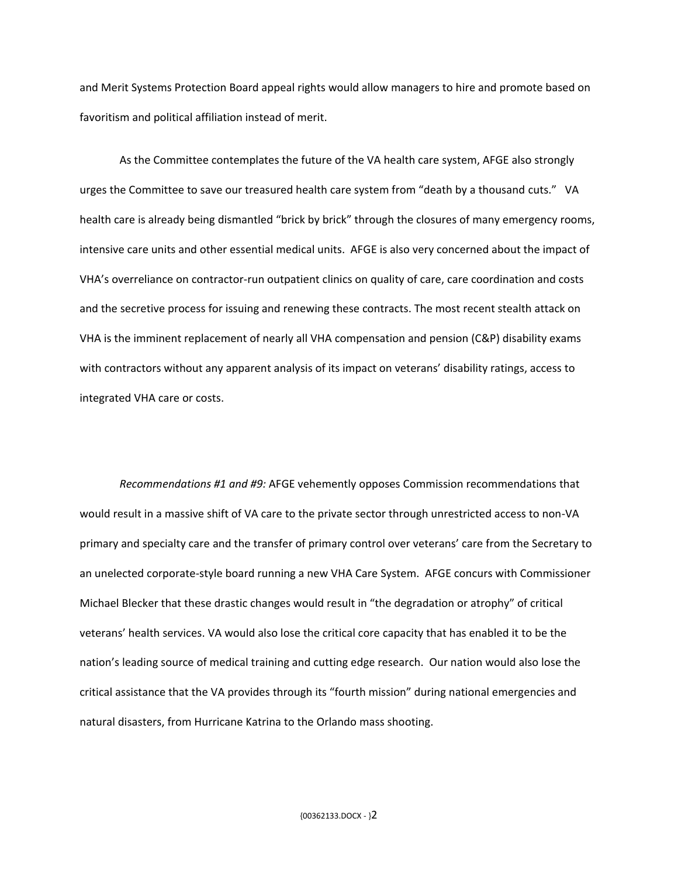and Merit Systems Protection Board appeal rights would allow managers to hire and promote based on favoritism and political affiliation instead of merit.

As the Committee contemplates the future of the VA health care system, AFGE also strongly urges the Committee to save our treasured health care system from "death by a thousand cuts." VA health care is already being dismantled "brick by brick" through the closures of many emergency rooms, intensive care units and other essential medical units. AFGE is also very concerned about the impact of VHA's overreliance on contractor-run outpatient clinics on quality of care, care coordination and costs and the secretive process for issuing and renewing these contracts. The most recent stealth attack on VHA is the imminent replacement of nearly all VHA compensation and pension (C&P) disability exams with contractors without any apparent analysis of its impact on veterans' disability ratings, access to integrated VHA care or costs.

*Recommendations #1 and #9:* AFGE vehemently opposes Commission recommendations that would result in a massive shift of VA care to the private sector through unrestricted access to non-VA primary and specialty care and the transfer of primary control over veterans' care from the Secretary to an unelected corporate-style board running a new VHA Care System. AFGE concurs with Commissioner Michael Blecker that these drastic changes would result in "the degradation or atrophy" of critical veterans' health services. VA would also lose the critical core capacity that has enabled it to be the nation's leading source of medical training and cutting edge research. Our nation would also lose the critical assistance that the VA provides through its "fourth mission" during national emergencies and natural disasters, from Hurricane Katrina to the Orlando mass shooting.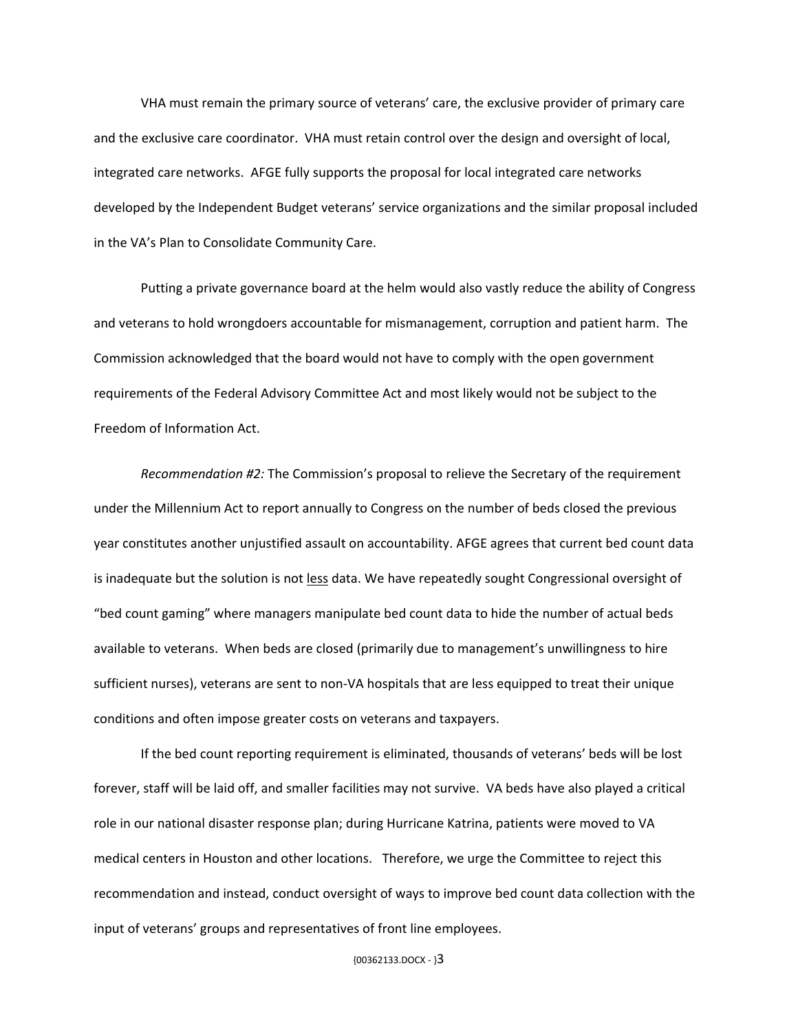VHA must remain the primary source of veterans' care, the exclusive provider of primary care and the exclusive care coordinator. VHA must retain control over the design and oversight of local, integrated care networks. AFGE fully supports the proposal for local integrated care networks developed by the Independent Budget veterans' service organizations and the similar proposal included in the VA's Plan to Consolidate Community Care.

Putting a private governance board at the helm would also vastly reduce the ability of Congress and veterans to hold wrongdoers accountable for mismanagement, corruption and patient harm. The Commission acknowledged that the board would not have to comply with the open government requirements of the Federal Advisory Committee Act and most likely would not be subject to the Freedom of Information Act.

*Recommendation #2:* The Commission's proposal to relieve the Secretary of the requirement under the Millennium Act to report annually to Congress on the number of beds closed the previous year constitutes another unjustified assault on accountability. AFGE agrees that current bed count data is inadequate but the solution is not <u>less</u> data. We have repeatedly sought Congressional oversight of "bed count gaming" where managers manipulate bed count data to hide the number of actual beds available to veterans. When beds are closed (primarily due to management's unwillingness to hire sufficient nurses), veterans are sent to non-VA hospitals that are less equipped to treat their unique conditions and often impose greater costs on veterans and taxpayers.

If the bed count reporting requirement is eliminated, thousands of veterans' beds will be lost forever, staff will be laid off, and smaller facilities may not survive. VA beds have also played a critical role in our national disaster response plan; during Hurricane Katrina, patients were moved to VA medical centers in Houston and other locations. Therefore, we urge the Committee to reject this recommendation and instead, conduct oversight of ways to improve bed count data collection with the input of veterans' groups and representatives of front line employees.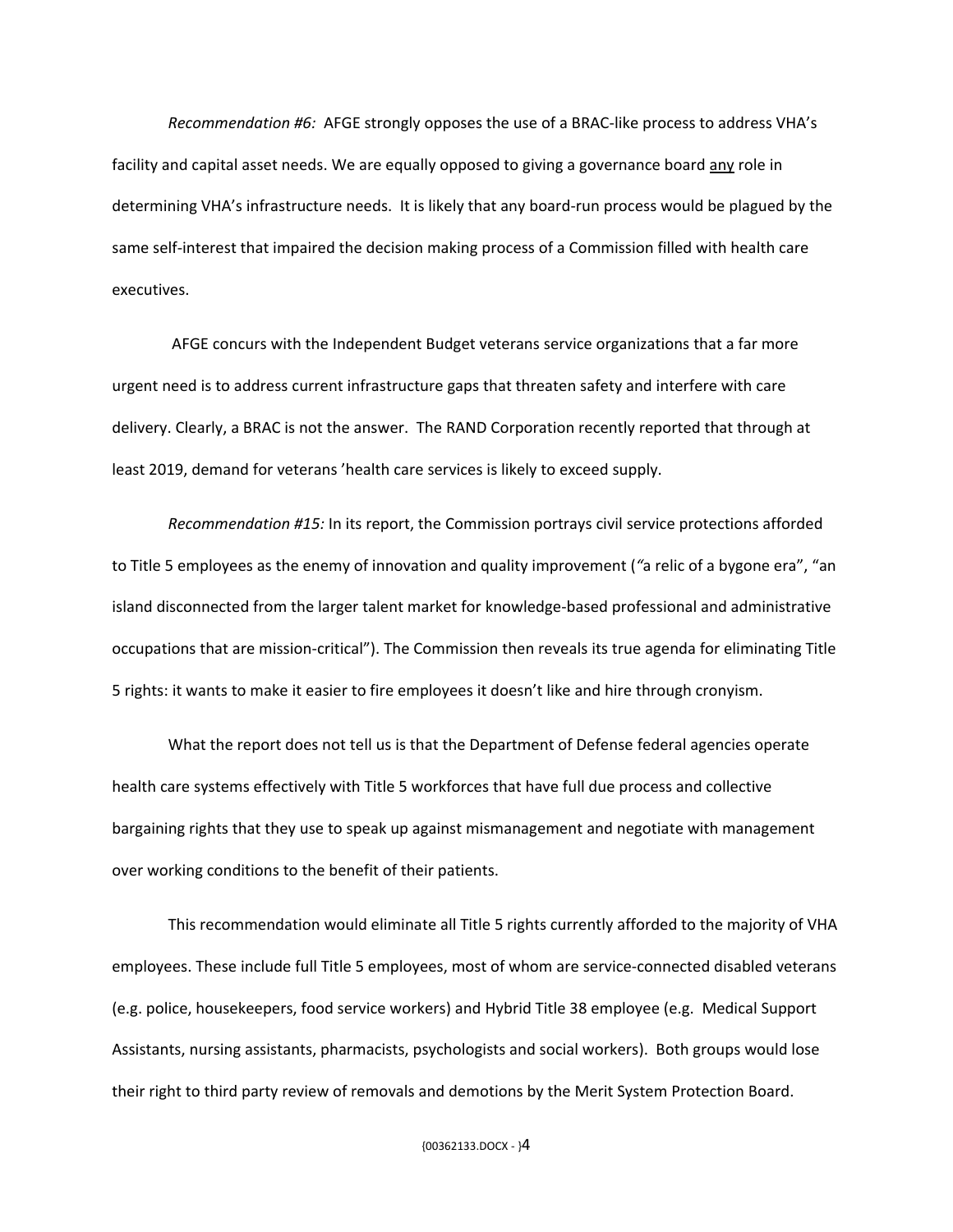*Recommendation #6:* AFGE strongly opposes the use of a BRAC-like process to address VHA's facility and capital asset needs. We are equally opposed to giving a governance board <u>any</u> role in determining VHA's infrastructure needs. It is likely that any board-run process would be plagued by the same self-interest that impaired the decision making process of a Commission filled with health care executives.

AFGE concurs with the Independent Budget veterans service organizations that a far more urgent need is to address current infrastructure gaps that threaten safety and interfere with care delivery. Clearly, a BRAC is not the answer. The RAND Corporation recently reported that through at least 2019, demand for veterans 'health care services is likely to exceed supply.

*Recommendation #15:* In its report, the Commission portrays civil service protections afforded to Title 5 employees as the enemy of innovation and quality improvement (*"*a relic of a bygone era", "an island disconnected from the larger talent market for knowledge-based professional and administrative occupations that are mission-critical"). The Commission then reveals its true agenda for eliminating Title 5 rights: it wants to make it easier to fire employees it doesn't like and hire through cronyism.

What the report does not tell us is that the Department of Defense federal agencies operate health care systems effectively with Title 5 workforces that have full due process and collective bargaining rights that they use to speak up against mismanagement and negotiate with management over working conditions to the benefit of their patients.

This recommendation would eliminate all Title 5 rights currently afforded to the majority of VHA employees. These include full Title 5 employees, most of whom are service-connected disabled veterans (e.g. police, housekeepers, food service workers) and Hybrid Title 38 employee (e.g. Medical Support Assistants, nursing assistants, pharmacists, psychologists and social workers). Both groups would lose their right to third party review of removals and demotions by the Merit System Protection Board.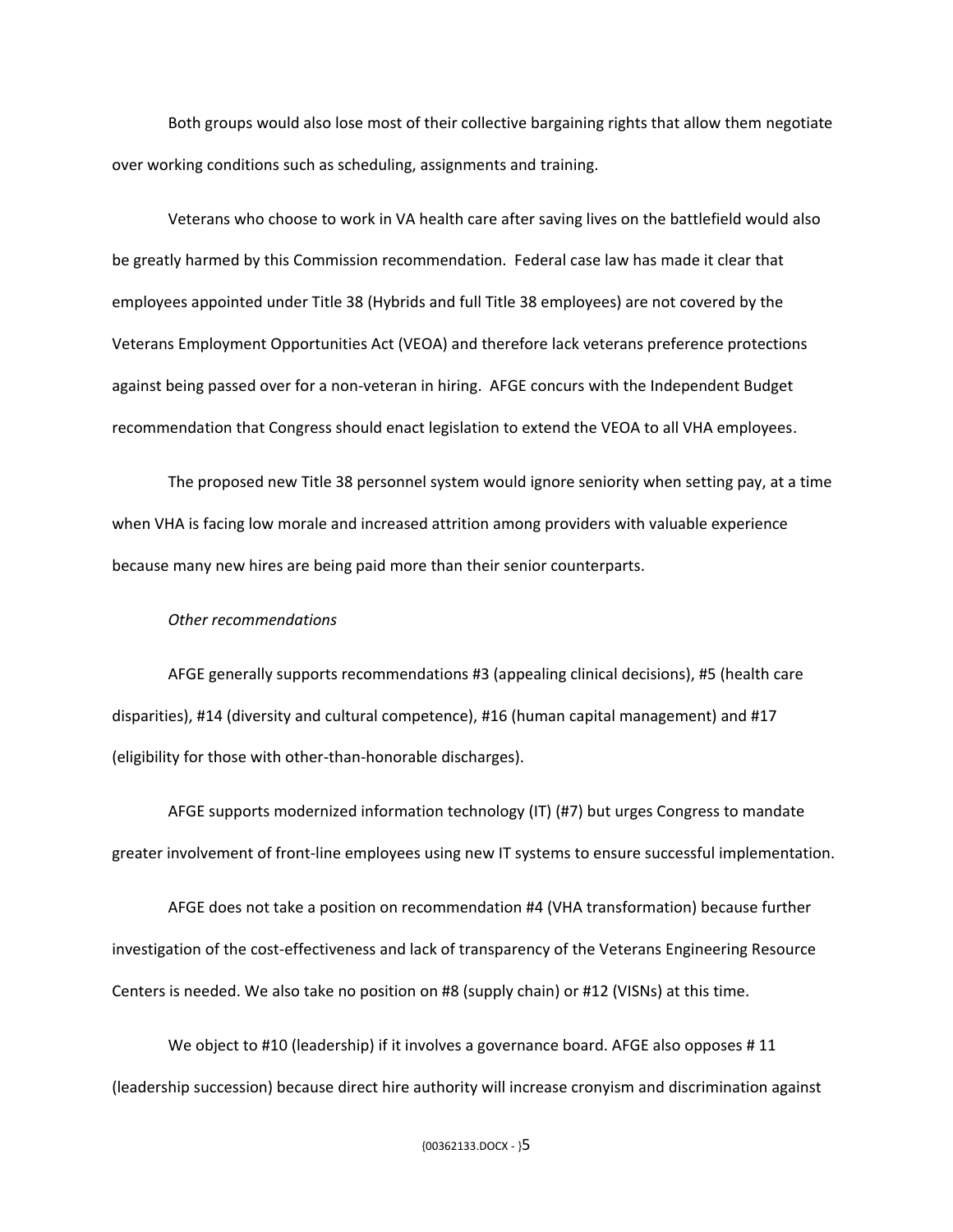Both groups would also lose most of their collective bargaining rights that allow them negotiate over working conditions such as scheduling, assignments and training.

Veterans who choose to work in VA health care after saving lives on the battlefield would also be greatly harmed by this Commission recommendation. Federal case law has made it clear that employees appointed under Title 38 (Hybrids and full Title 38 employees) are not covered by the Veterans Employment Opportunities Act (VEOA) and therefore lack veterans preference protections against being passed over for a non-veteran in hiring. AFGE concurs with the Independent Budget recommendation that Congress should enact legislation to extend the VEOA to all VHA employees.

The proposed new Title 38 personnel system would ignore seniority when setting pay, at a time when VHA is facing low morale and increased attrition among providers with valuable experience because many new hires are being paid more than their senior counterparts.

*Other recommendations*

AFGE generally supports recommendations #3 (appealing clinical decisions), #5 (health care disparities), #14 (diversity and cultural competence), #16 (human capital management) and #17 (eligibility for those with other-than-honorable discharges).

AFGE supports modernized information technology (IT) (#7) but urges Congress to mandate greater involvement of front-line employees using new IT systems to ensure successful implementation.

AFGE does not take a position on recommendation #4 (VHA transformation) because further investigation of the cost-effectiveness and lack of transparency of the Veterans Engineering Resource Centers is needed. We also take no position on #8 (supply chain) or #12 (VISNs) at this time.

We object to #10 (leadership) if it involves a governance board. AFGE also opposes # 11 (leadership succession) because direct hire authority will increase cronyism and discrimination against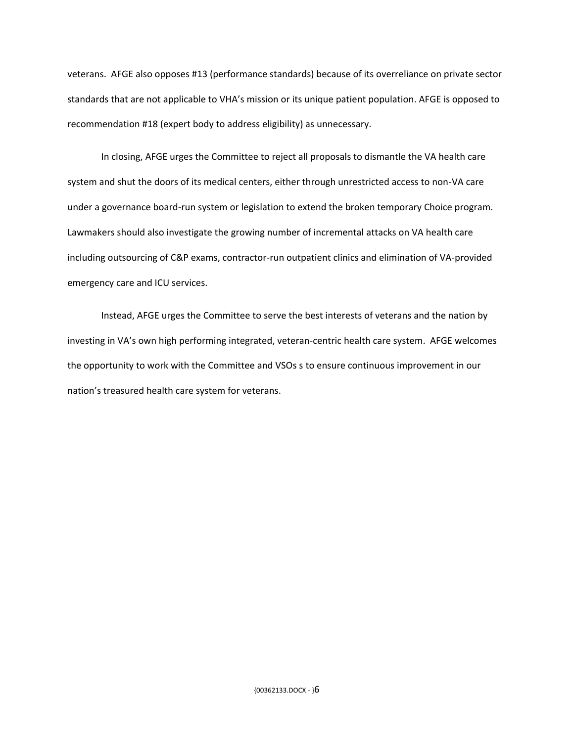veterans. AFGE also opposes #13 (performance standards) because of its overreliance on private sector standards that are not applicable to VHA's mission or its unique patient population. AFGE is opposed to recommendation #18 (expert body to address eligibility) as unnecessary.

In closing, AFGE urges the Committee to reject all proposals to dismantle the VA health care system and shut the doors of its medical centers, either through unrestricted access to non-VA care under a governance board-run system or legislation to extend the broken temporary Choice program. Lawmakers should also investigate the growing number of incremental attacks on VA health care including outsourcing of C&P exams, contractor-run outpatient clinics and elimination of VA-provided emergency care and ICU services.

Instead, AFGE urges the Committee to serve the best interests of veterans and the nation by investing in VA's own high performing integrated, veteran-centric health care system. AFGE welcomes the opportunity to work with the Committee and VSOs s to ensure continuous improvement in our nation's treasured health care system for veterans.